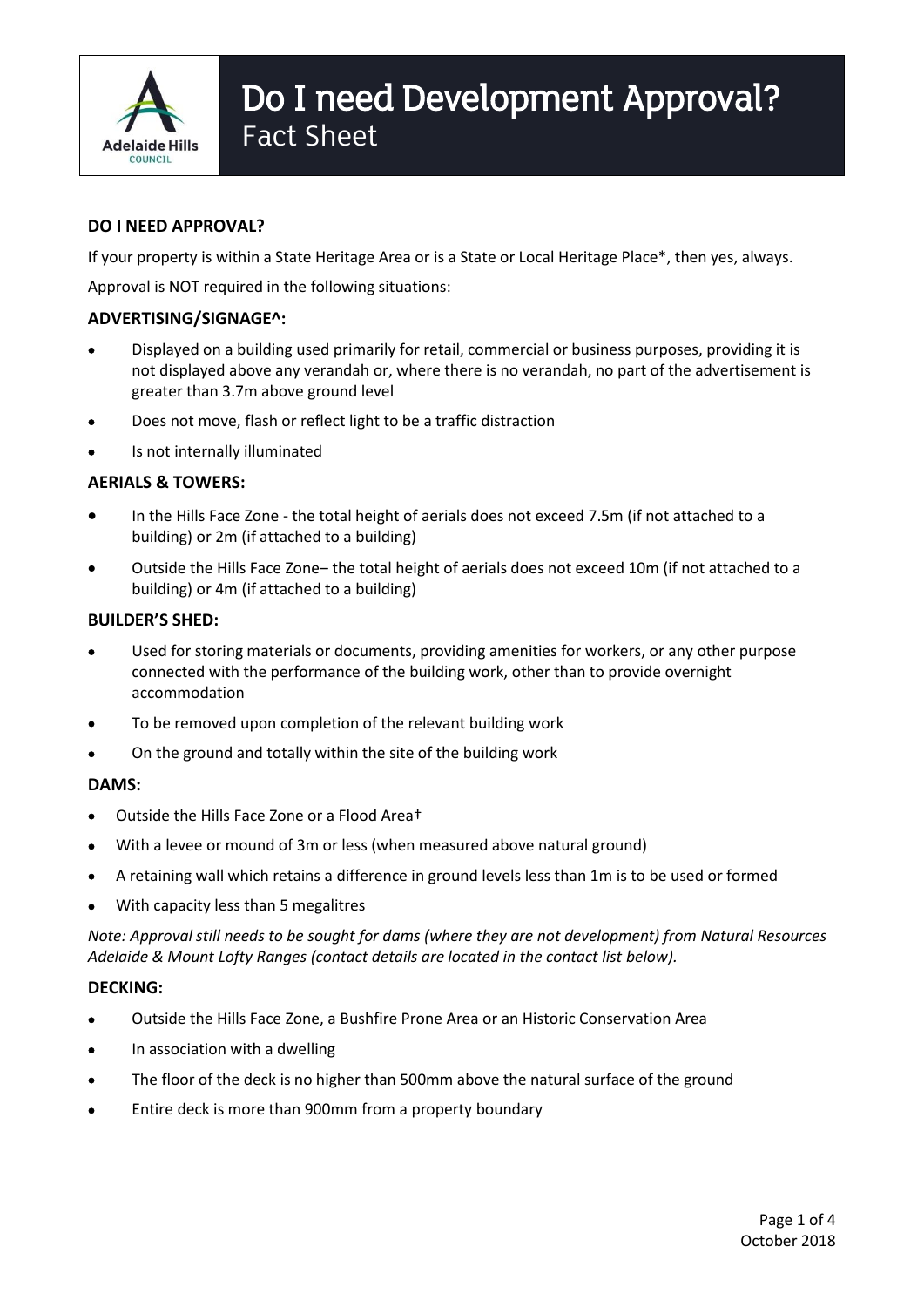# Do I need Development Approval?

## Fact Sheet

### DO I NEED APPROVAL?

If your property is within a State Heritage Area or is a State or Local Heritage Place*, then yes, always.

Approval is NOT required in the following situations:

### ADVERTISING/SIGNAGE^:

- Displayed on a building used primarily for retail, commercial or business purposes, providing it is not displayed above any verandah or, where there is no verandah, no part of the advertisement is greater than 3.7m above ground level
- Does not move, flash or reflect light to be a traffic distraction
- Is not internally illuminated

### AERIALS & TOWERS:

- In the Hills Face Zone - the total height of aerials does not exceed 7.5m (if not attached to a building) or 2m (if attached to a building)
- Outside the Hills Face Zone– the total height of aerials does not exceed 10m (if not attached to a building) or 4m (if attached to a building)

### BUILDER'S SHED:

- Used for storing materials or documents, providing amenities for workers, or any other purpose connected with the performance of the building work, other than to provide overnight accommodation
- To be removed upon completion of the relevant building work
- On the ground and totally within the site of the building work

### DAMS:

- Outside the Hills Face Zone or a Flood Area†
- With a levee or mound of 3m or less (when measured above natural ground)
- A retaining wall which retains a difference in ground levels less than 1m is to be used or formed
- With capacity less than 5 megalitres

*Note: Approval still needs to be sought for dams (where they are not development) from Natural Resources Adelaide & Mount Lofty Ranges (contact details are located in the contact list below).*

### DECKING:

- Outside the Hills Face Zone, a Bushfire Prone Area or an Historic Conservation Area
- In association with a dwelling
- The floor of the deck is no higher than 500mm above the natural surface of the ground
- Entire deck is more than 900mm from a property boundary

October 2018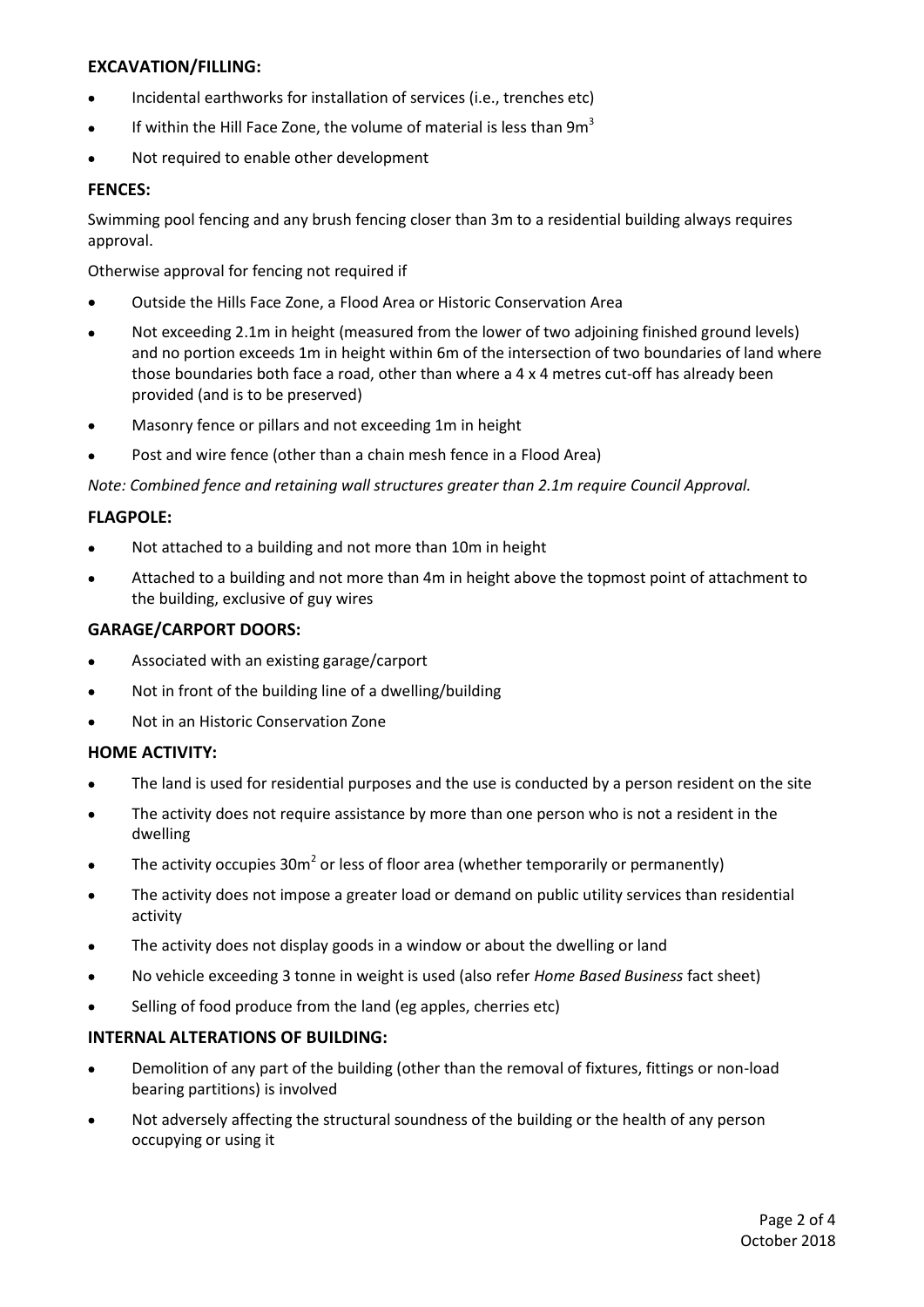## EXCAVATION/FILLING:

- Incidental earthworks for installation of services (i.e., trenches etc)
- If within the Hill Face Zone, the volume of material is less than $9m^3$
- Not required to enable other development

## FENCES:

Swimming pool fencing and any brush fencing closer than 3m to a residential building always requires approval.

Otherwise approval for fencing not required if

- Outside the Hills Face Zone, a Flood Area or Historic Conservation Area
- Not exceeding 2.1m in height (measured from the lower of two adjoining finished ground levels) and no portion exceeds 1m in height within 6m of the intersection of two boundaries of land where those boundaries both face a road, other than where a 4 x 4 metres cut-off has already been provided (and is to be preserved)
- Masonry fence or pillars and not exceeding 1m in height
- Post and wire fence (other than a chain mesh fence in a Flood Area)

*Note: Combined fence and retaining wall structures greater than 2.1m require Council Approval.*

## FLAGPOLE:

- Not attached to a building and not more than 10m in height
- Attached to a building and not more than 4m in height above the topmost point of attachment to the building, exclusive of guy wires

## GARAGE/CARPORT DOORS:

- Associated with an existing garage/carport
- Not in front of the building line of a dwelling/building
- Not in an Historic Conservation Zone

## HOME ACTIVITY:

- The land is used for residential purposes and the use is conducted by a person resident on the site
- The activity does not require assistance by more than one person who is not a resident in the dwelling
- The activity occupies $30m^2$ or less of floor area (whether temporarily or permanently)
- The activity does not impose a greater load or demand on public utility services than residential activity
- The activity does not display goods in a window or about the dwelling or land
- No vehicle exceeding 3 tonne in weight is used (also refer *Home Based Business* fact sheet)
- Selling of food produce from the land (eg apples, cherries etc)

## INTERNAL ALTERATIONS OF BUILDING:

- Demolition of any part of the building (other than the removal of fixtures, fittings or non-load bearing partitions) is involved
- Not adversely affecting the structural soundness of the building or the health of any person occupying or using it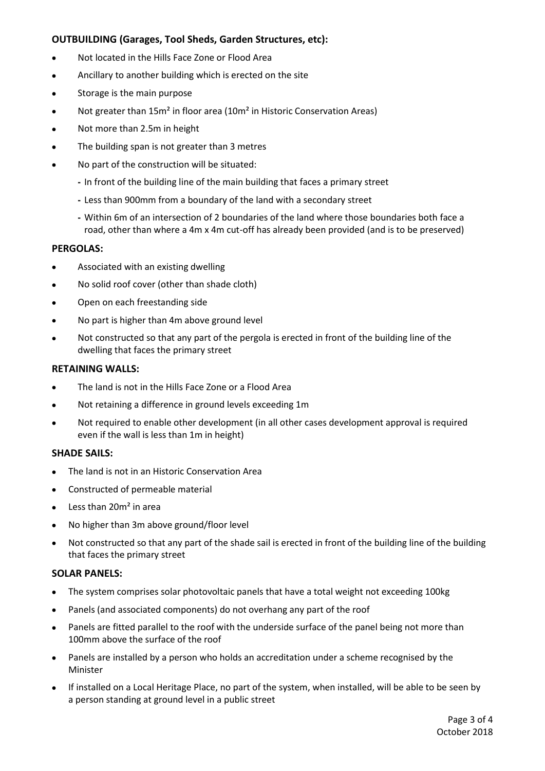### OUTBUILDING (Garages, Tool Sheds, Garden Structures, etc):

- Not located in the Hills Face Zone or Flood Area
- Ancillary to another building which is erected on the site
- Storage is the main purpose
- Not greater than 15m² in floor area (10m² in Historic Conservation Areas)
- Not more than 2.5m in height
- The building span is not greater than 3 metres
- No part of the construction will be situated:
  - In front of the building line of the main building that faces a primary street
  - Less than 900mm from a boundary of the land with a secondary street
  - Within 6m of an intersection of 2 boundaries of the land where those boundaries both face a road, other than where a 4m x 4m cut-off has already been provided (and is to be preserved)

### PERGOLAS:

- Associated with an existing dwelling
- No solid roof cover (other than shade cloth)
- Open on each freestanding side
- No part is higher than 4m above ground level
- Not constructed so that any part of the pergola is erected in front of the building line of the dwelling that faces the primary street

### RETAINING WALLS:

- The land is not in the Hills Face Zone or a Flood Area
- Not retaining a difference in ground levels exceeding 1m
- Not required to enable other development (in all other cases development approval is required even if the wall is less than 1m in height)

### SHADE SAILS:

- The land is not in an Historic Conservation Area
- Constructed of permeable material
- Less than 20m² in area
- No higher than 3m above ground/floor level
- Not constructed so that any part of the shade sail is erected in front of the building line of the building that faces the primary street

### SOLAR PANELS:

- The system comprises solar photovoltaic panels that have a total weight not exceeding 100kg
- Panels (and associated components) do not overhang any part of the roof
- Panels are fitted parallel to the roof with the underside surface of the panel being not more than 100mm above the surface of the roof
- Panels are installed by a person who holds an accreditation under a scheme recognised by the Minister
- If installed on a Local Heritage Place, no part of the system, when installed, will be able to be seen by a person standing at ground level in a public street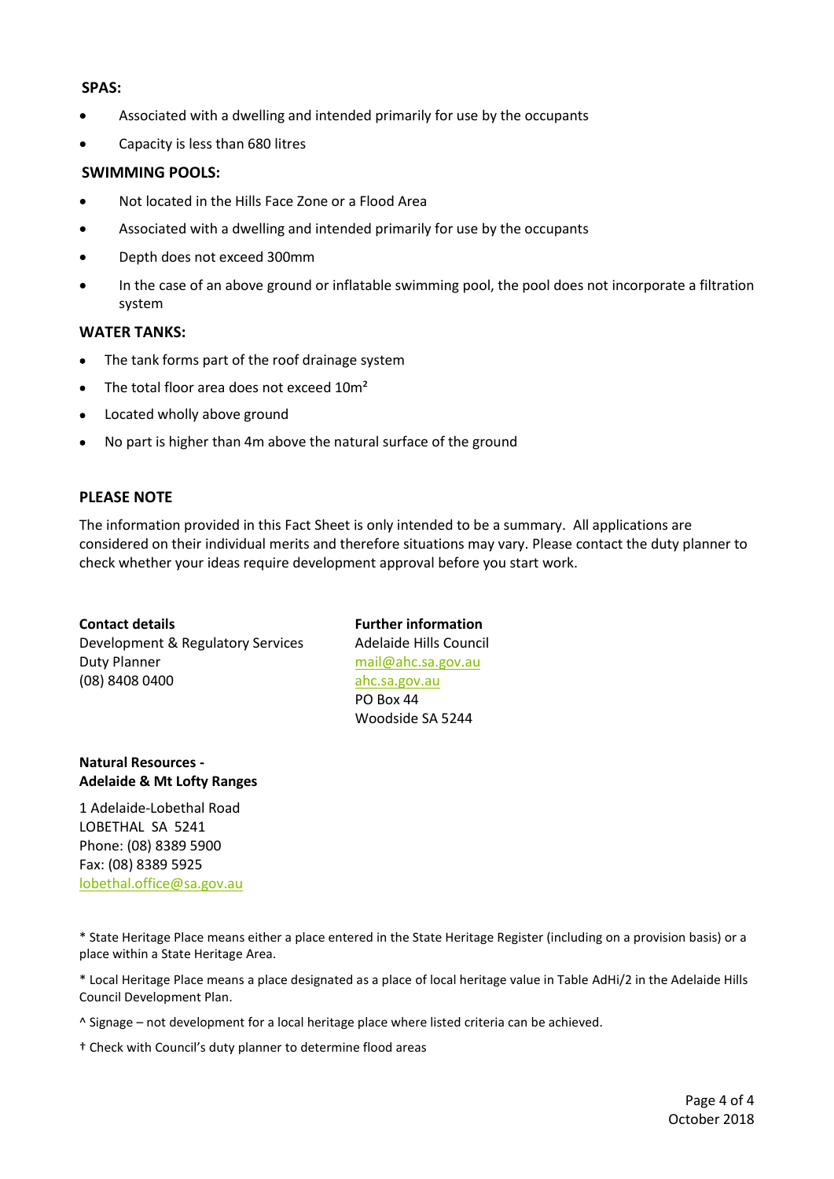### SPAS:

- Associated with a dwelling and intended primarily for use by the occupants
- Capacity is less than 680 litres

### SWIMMING POOLS:

- Not located in the Hills Face Zone or a Flood Area
- Associated with a dwelling and intended primarily for use by the occupants
- Depth does not exceed 300mm
- In the case of an above ground or inflatable swimming pool, the pool does not incorporate a filtration system

### WATER TANKS:

- The tank forms part of the roof drainage system
- The total floor area does not exceed $10m^2$
- Located wholly above ground
- No part is higher than 4m above the natural surface of the ground

### PLEASE NOTE

The information provided in this Fact Sheet is only intended to be a summary. All applications are considered on their individual merits and therefore situations may vary. Please contact the duty planner to check whether your ideas require development approval before you start work.

**Contact details**
Development & Regulatory Services
Duty Planner
(08) 8408 0400

**Further information**
Adelaide Hills Council
mail@ahc.sa.gov.au
ahc.sa.gov.au
PO Box 44
Woodside SA 5244

**Natural Resources -**
**Adelaide & Mt Lofty Ranges**

1 Adelaide-Lobethal Road
LOBETHAL SA 5241
Phone: (08) 8389 5900
Fax: (08) 8389 5925
lobethal.office@sa.gov.au

* State Heritage Place means either a place entered in the State Heritage Register (including on a provision basis) or a place within a State Heritage Area.

* Local Heritage Place means a place designated as a place of local heritage value in Table AdHi/2 in the Adelaide Hills Council Development Plan.

^ Signage – not development for a local heritage place where listed criteria can be achieved.

† Check with Council's duty planner to determine flood areas

October 2018